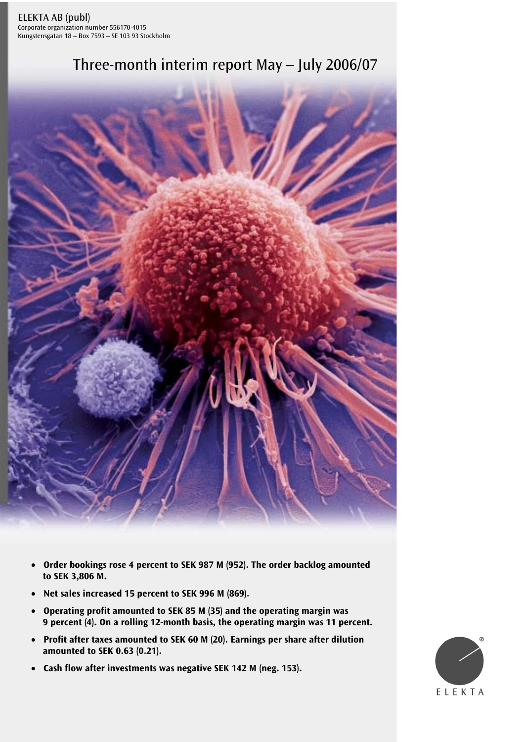ELEKTA AB (publ)
Corporate organization number 556170-4015
Kungstensgatan 18 – Box 7593 – SE 103 93 Stockholm

# Three-month interim report May – July 2006/07

- **Order bookings rose 4 percent to SEK 987 M (952). The order backlog amounted to SEK 3,806 M.**
- **Net sales increased 15 percent to SEK 996 M (869).**
- **Operating profit amounted to SEK 85 M (35) and the operating margin was 9 percent (4). On a rolling 12-month basis, the operating margin was 11 percent.**
- **Profit after taxes amounted to SEK 60 M (20). Earnings per share after dilution amounted to SEK 0.63 (0.21).**
- **Cash flow after investments was negative SEK 142 M (neg. 153).**

ELEKTA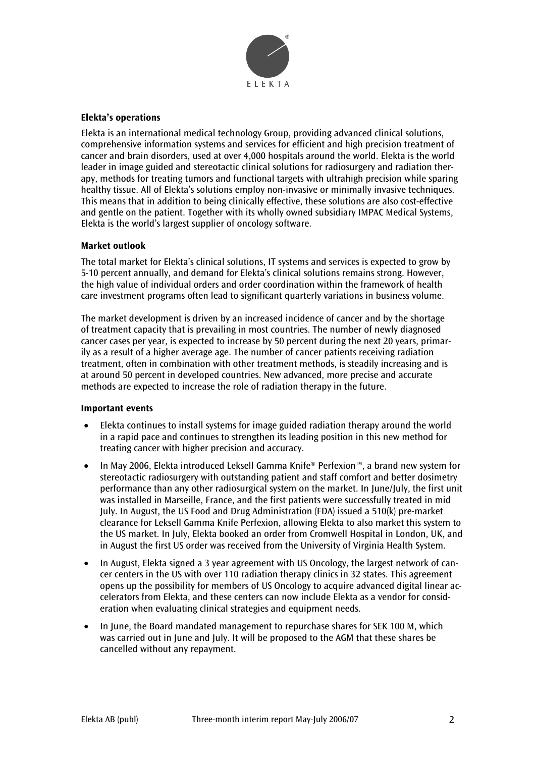### Elekta's operations

Elekta is an international medical technology Group, providing advanced clinical solutions, comprehensive information systems and services for efficient and high precision treatment of cancer and brain disorders, used at over 4,000 hospitals around the world. Elekta is the world leader in image guided and stereotactic clinical solutions for radiosurgery and radiation therapy, methods for treating tumors and functional targets with ultrahigh precision while sparing healthy tissue. All of Elekta's solutions employ non-invasive or minimally invasive techniques. This means that in addition to being clinically effective, these solutions are also cost-effective and gentle on the patient. Together with its wholly owned subsidiary IMPAC Medical Systems, Elekta is the world's largest supplier of oncology software.

### Market outlook

The total market for Elekta's clinical solutions, IT systems and services is expected to grow by 5-10 percent annually, and demand for Elekta's clinical solutions remains strong. However, the high value of individual orders and order coordination within the framework of health care investment programs often lead to significant quarterly variations in business volume.

The market development is driven by an increased incidence of cancer and by the shortage of treatment capacity that is prevailing in most countries. The number of newly diagnosed cancer cases per year, is expected to increase by 50 percent during the next 20 years, primarily as a result of a higher average age. The number of cancer patients receiving radiation treatment, often in combination with other treatment methods, is steadily increasing and is at around 50 percent in developed countries. New advanced, more precise and accurate methods are expected to increase the role of radiation therapy in the future.

### Important events

- Elekta continues to install systems for image guided radiation therapy around the world in a rapid pace and continues to strengthen its leading position in this new method for treating cancer with higher precision and accuracy.
- In May 2006, Elekta introduced Leksell Gamma Knife® Perfexion™, a brand new system for stereotactic radiosurgery with outstanding patient and staff comfort and better dosimetry performance than any other radiosurgical system on the market. In June/July, the first unit was installed in Marseille, France, and the first patients were successfully treated in mid July. In August, the US Food and Drug Administration (FDA) issued a 510(k) pre-market clearance for Leksell Gamma Knife Perfexion, allowing Elekta to also market this system to the US market. In July, Elekta booked an order from Cromwell Hospital in London, UK, and in August the first US order was received from the University of Virginia Health System.
- In August, Elekta signed a 3 year agreement with US Oncology, the largest network of cancer centers in the US with over 110 radiation therapy clinics in 32 states. This agreement opens up the possibility for members of US Oncology to acquire advanced digital linear accelerators from Elekta, and these centers can now include Elekta as a vendor for consideration when evaluating clinical strategies and equipment needs.
- In June, the Board mandated management to repurchase shares for SEK 100 M, which was carried out in June and July. It will be proposed to the AGM that these shares be cancelled without any repayment.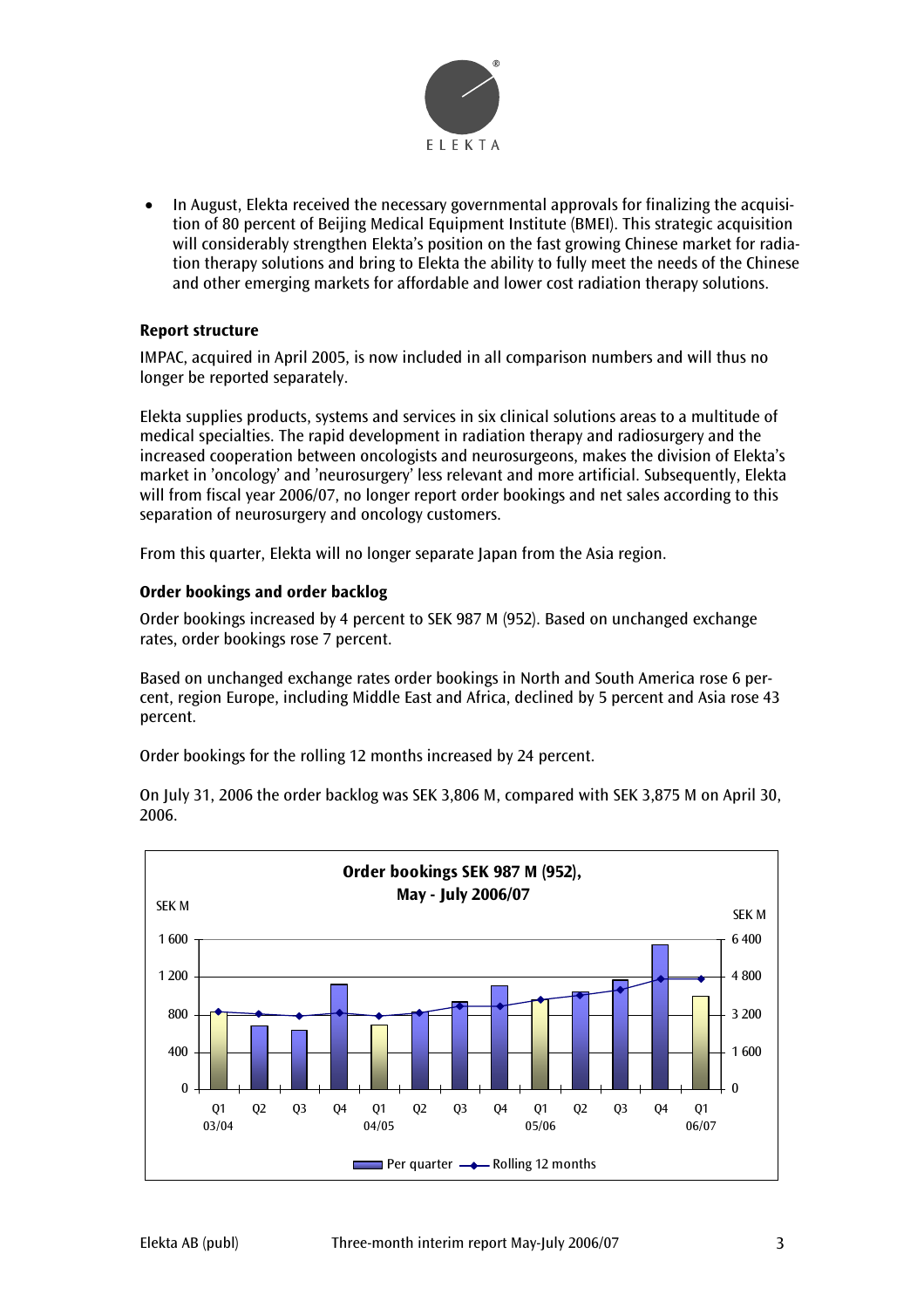- In August, Elekta received the necessary governmental approvals for finalizing the acquisition of 80 percent of Beijing Medical Equipment Institute (BMEI). This strategic acquisition will considerably strengthen Elekta's position on the fast growing Chinese market for radiation therapy solutions and bring to Elekta the ability to fully meet the needs of the Chinese and other emerging markets for affordable and lower cost radiation therapy solutions.

**Report structure**

IMPAC, acquired in April 2005, is now included in all comparison numbers and will thus no longer be reported separately.

Elekta supplies products, systems and services in six clinical solutions areas to a multitude of medical specialties. The rapid development in radiation therapy and radiosurgery and the increased cooperation between oncologists and neurosurgeons, makes the division of Elekta's market in 'oncology' and 'neurosurgery' less relevant and more artificial. Subsequently, Elekta will from fiscal year 2006/07, no longer report order bookings and net sales according to this separation of neurosurgery and oncology customers.

From this quarter, Elekta will no longer separate Japan from the Asia region.

**Order bookings and order backlog**

Order bookings increased by 4 percent to SEK 987 M (952). Based on unchanged exchange rates, order bookings rose 7 percent.

Based on unchanged exchange rates order bookings in North and South America rose 6 percent, region Europe, including Middle East and Africa, declined by 5 percent and Asia rose 43 percent.

Order bookings for the rolling 12 months increased by 24 percent.

On July 31, 2006 the order backlog was SEK 3,806 M, compared with SEK 3,875 M on April 30, 2006.

**Order bookings SEK 987 M (952), May - July 2006/07**

(Chart: SEK M per quarter (left axis 0–1 600) and rolling 12 months (right axis 0–6 400), Q1 03/04 – Q1 06/07. Legend: Per quarter; Rolling 12 months)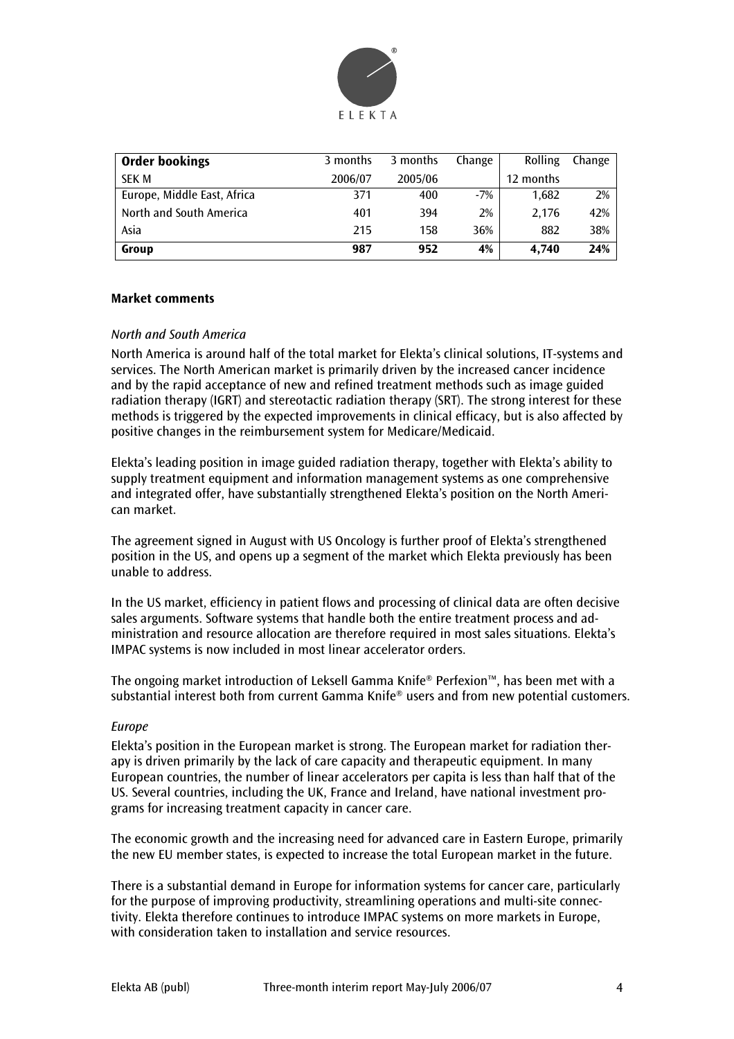| **Order bookings** | 3 months | 3 months | Change | Rolling | Change |
|---|---|---|---|---|---|
| SEK M | 2006/07 | 2005/06 | | 12 months | |
| Europe, Middle East, Africa | 371 | 400 | -7% | 1,682 | 2% |
| North and South America | 401 | 394 | 2% | 2,176 | 42% |
| Asia | 215 | 158 | 36% | 882 | 38% |
| **Group** | **987** | **952** | **4%** | **4,740** | **24%** |

**Market comments**

*North and South America*

North America is around half of the total market for Elekta's clinical solutions, IT-systems and services. The North American market is primarily driven by the increased cancer incidence and by the rapid acceptance of new and refined treatment methods such as image guided radiation therapy (IGRT) and stereotactic radiation therapy (SRT). The strong interest for these methods is triggered by the expected improvements in clinical efficacy, but is also affected by positive changes in the reimbursement system for Medicare/Medicaid.

Elekta's leading position in image guided radiation therapy, together with Elekta's ability to supply treatment equipment and information management systems as one comprehensive and integrated offer, have substantially strengthened Elekta's position on the North American market.

The agreement signed in August with US Oncology is further proof of Elekta's strengthened position in the US, and opens up a segment of the market which Elekta previously has been unable to address.

In the US market, efficiency in patient flows and processing of clinical data are often decisive sales arguments. Software systems that handle both the entire treatment process and administration and resource allocation are therefore required in most sales situations. Elekta's IMPAC systems is now included in most linear accelerator orders.

The ongoing market introduction of Leksell Gamma Knife® Perfexion™, has been met with a substantial interest both from current Gamma Knife® users and from new potential customers.

*Europe*

Elekta's position in the European market is strong. The European market for radiation therapy is driven primarily by the lack of care capacity and therapeutic equipment. In many European countries, the number of linear accelerators per capita is less than half that of the US. Several countries, including the UK, France and Ireland, have national investment programs for increasing treatment capacity in cancer care.

The economic growth and the increasing need for advanced care in Eastern Europe, primarily the new EU member states, is expected to increase the total European market in the future.

There is a substantial demand in Europe for information systems for cancer care, particularly for the purpose of improving productivity, streamlining operations and multi-site connectivity. Elekta therefore continues to introduce IMPAC systems on more markets in Europe, with consideration taken to installation and service resources.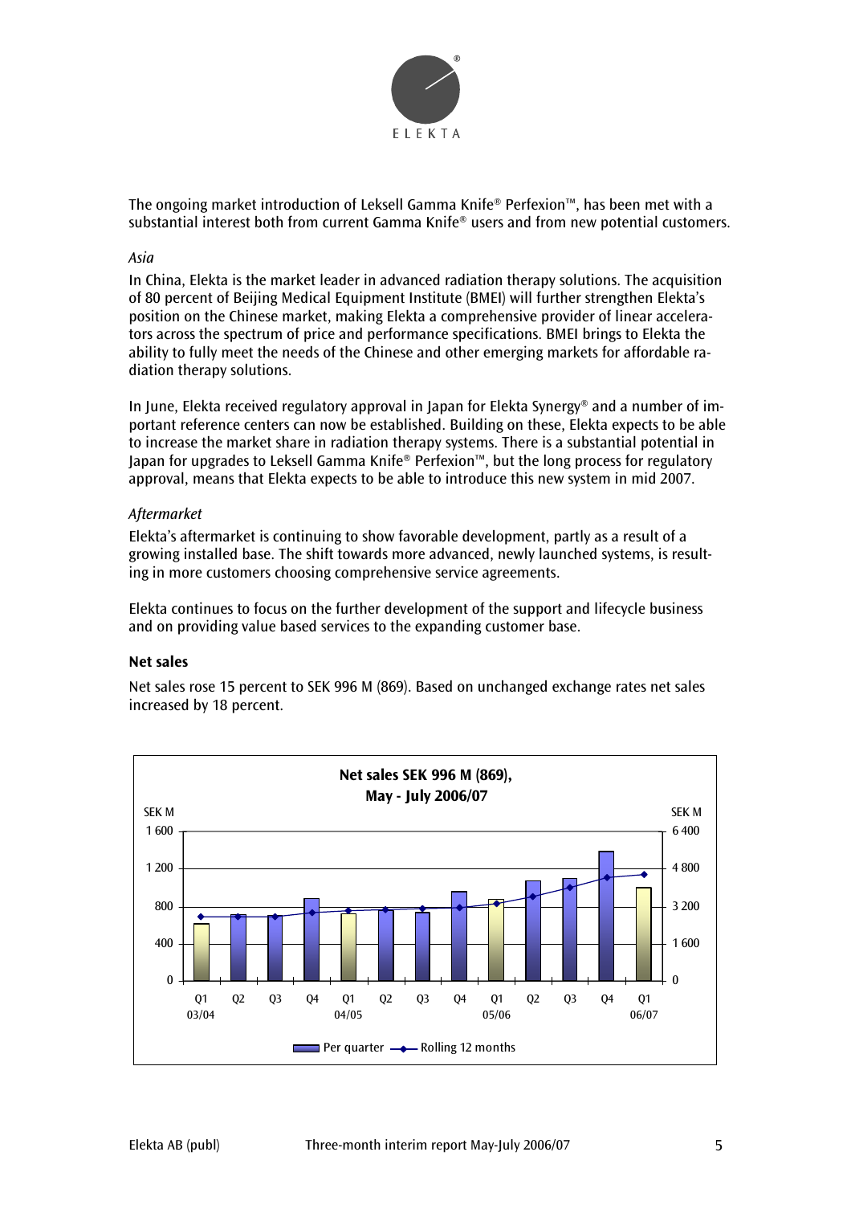The ongoing market introduction of Leksell Gamma Knife® Perfexion™, has been met with a substantial interest both from current Gamma Knife® users and from new potential customers.

*Asia*

In China, Elekta is the market leader in advanced radiation therapy solutions. The acquisition of 80 percent of Beijing Medical Equipment Institute (BMEI) will further strengthen Elekta's position on the Chinese market, making Elekta a comprehensive provider of linear accelerators across the spectrum of price and performance specifications. BMEI brings to Elekta the ability to fully meet the needs of the Chinese and other emerging markets for affordable radiation therapy solutions.

In June, Elekta received regulatory approval in Japan for Elekta Synergy® and a number of important reference centers can now be established. Building on these, Elekta expects to be able to increase the market share in radiation therapy systems. There is a substantial potential in Japan for upgrades to Leksell Gamma Knife® Perfexion™, but the long process for regulatory approval, means that Elekta expects to be able to introduce this new system in mid 2007.

*Aftermarket*

Elekta's aftermarket is continuing to show favorable development, partly as a result of a growing installed base. The shift towards more advanced, newly launched systems, is resulting in more customers choosing comprehensive service agreements.

Elekta continues to focus on the further development of the support and lifecycle business and on providing value based services to the expanding customer base.

**Net sales**

Net sales rose 15 percent to SEK 996 M (869). Based on unchanged exchange rates net sales increased by 18 percent.

**Net sales SEK 996 M (869), May - July 2006/07**

[Chart: Per quarter (bars, left axis SEK M, 0–1 600) and Rolling 12 months (line, right axis SEK M, 0–6 400), quarters Q1 03/04 through Q1 06/07]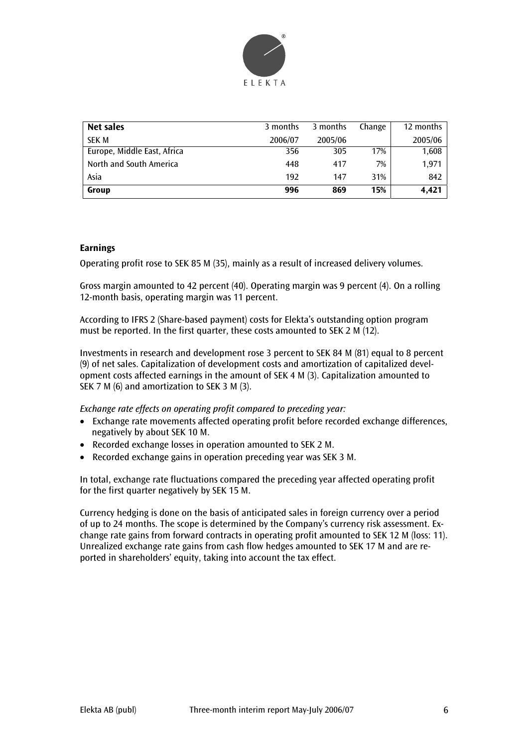| Net sales | 3 months | 3 months | Change | 12 months |
|---|---|---|---|---|
| SEK M | 2006/07 | 2005/06 | | 2005/06 |
| Europe, Middle East, Africa | 356 | 305 | 17% | 1,608 |
| North and South America | 448 | 417 | 7% | 1,971 |
| Asia | 192 | 147 | 31% | 842 |
| **Group** | **996** | **869** | **15%** | **4,421** |

**Earnings**

Operating profit rose to SEK 85 M (35), mainly as a result of increased delivery volumes.

Gross margin amounted to 42 percent (40). Operating margin was 9 percent (4). On a rolling 12-month basis, operating margin was 11 percent.

According to IFRS 2 (Share-based payment) costs for Elekta's outstanding option program must be reported. In the first quarter, these costs amounted to SEK 2 M (12).

Investments in research and development rose 3 percent to SEK 84 M (81) equal to 8 percent (9) of net sales. Capitalization of development costs and amortization of capitalized development costs affected earnings in the amount of SEK 4 M (3). Capitalization amounted to SEK 7 M (6) and amortization to SEK 3 M (3).

*Exchange rate effects on operating profit compared to preceding year:*

- Exchange rate movements affected operating profit before recorded exchange differences, negatively by about SEK 10 M.
- Recorded exchange losses in operation amounted to SEK 2 M.
- Recorded exchange gains in operation preceding year was SEK 3 M.

In total, exchange rate fluctuations compared the preceding year affected operating profit for the first quarter negatively by SEK 15 M.

Currency hedging is done on the basis of anticipated sales in foreign currency over a period of up to 24 months. The scope is determined by the Company's currency risk assessment. Exchange rate gains from forward contracts in operating profit amounted to SEK 12 M (loss: 11). Unrealized exchange rate gains from cash flow hedges amounted to SEK 17 M and are reported in shareholders' equity, taking into account the tax effect.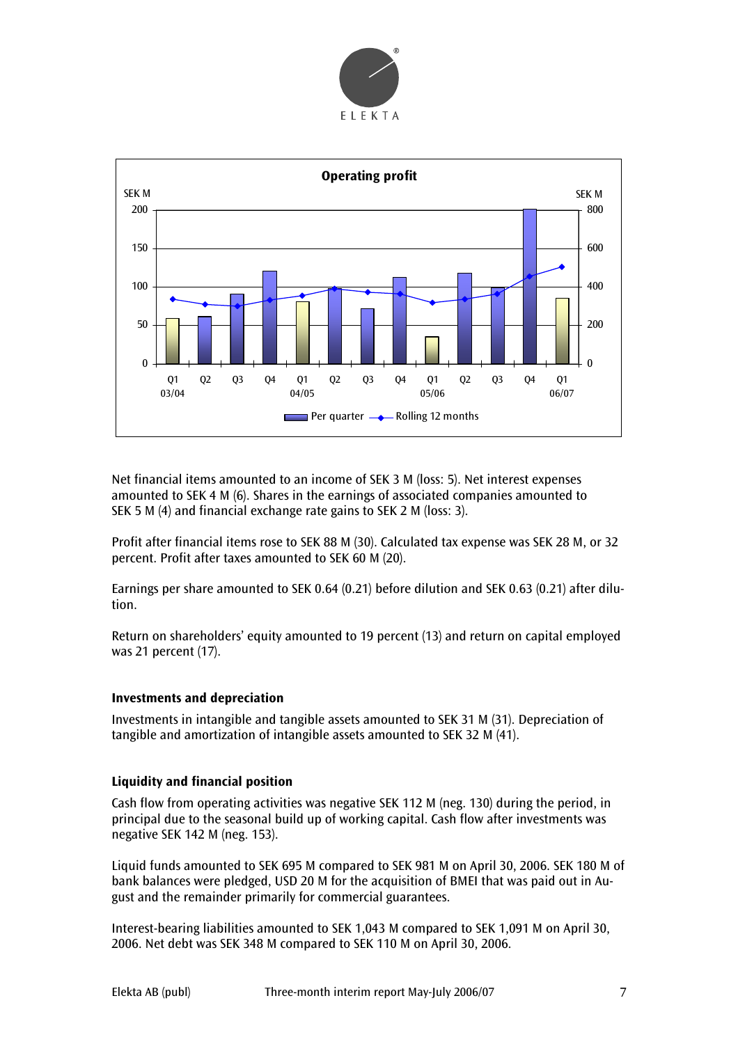Net financial items amounted to an income of SEK 3 M (loss: 5). Net interest expenses amounted to SEK 4 M (6). Shares in the earnings of associated companies amounted to SEK 5 M (4) and financial exchange rate gains to SEK 2 M (loss: 3).

Profit after financial items rose to SEK 88 M (30). Calculated tax expense was SEK 28 M, or 32 percent. Profit after taxes amounted to SEK 60 M (20).

Earnings per share amounted to SEK 0.64 (0.21) before dilution and SEK 0.63 (0.21) after dilution.

Return on shareholders' equity amounted to 19 percent (13) and return on capital employed was 21 percent (17).

### Investments and depreciation

Investments in intangible and tangible assets amounted to SEK 31 M (31). Depreciation of tangible and amortization of intangible assets amounted to SEK 32 M (41).

### Liquidity and financial position

Cash flow from operating activities was negative SEK 112 M (neg. 130) during the period, in principal due to the seasonal build up of working capital. Cash flow after investments was negative SEK 142 M (neg. 153).

Liquid funds amounted to SEK 695 M compared to SEK 981 M on April 30, 2006. SEK 180 M of bank balances were pledged, USD 20 M for the acquisition of BMEI that was paid out in August and the remainder primarily for commercial guarantees.

Interest-bearing liabilities amounted to SEK 1,043 M compared to SEK 1,091 M on April 30, 2006. Net debt was SEK 348 M compared to SEK 110 M on April 30, 2006.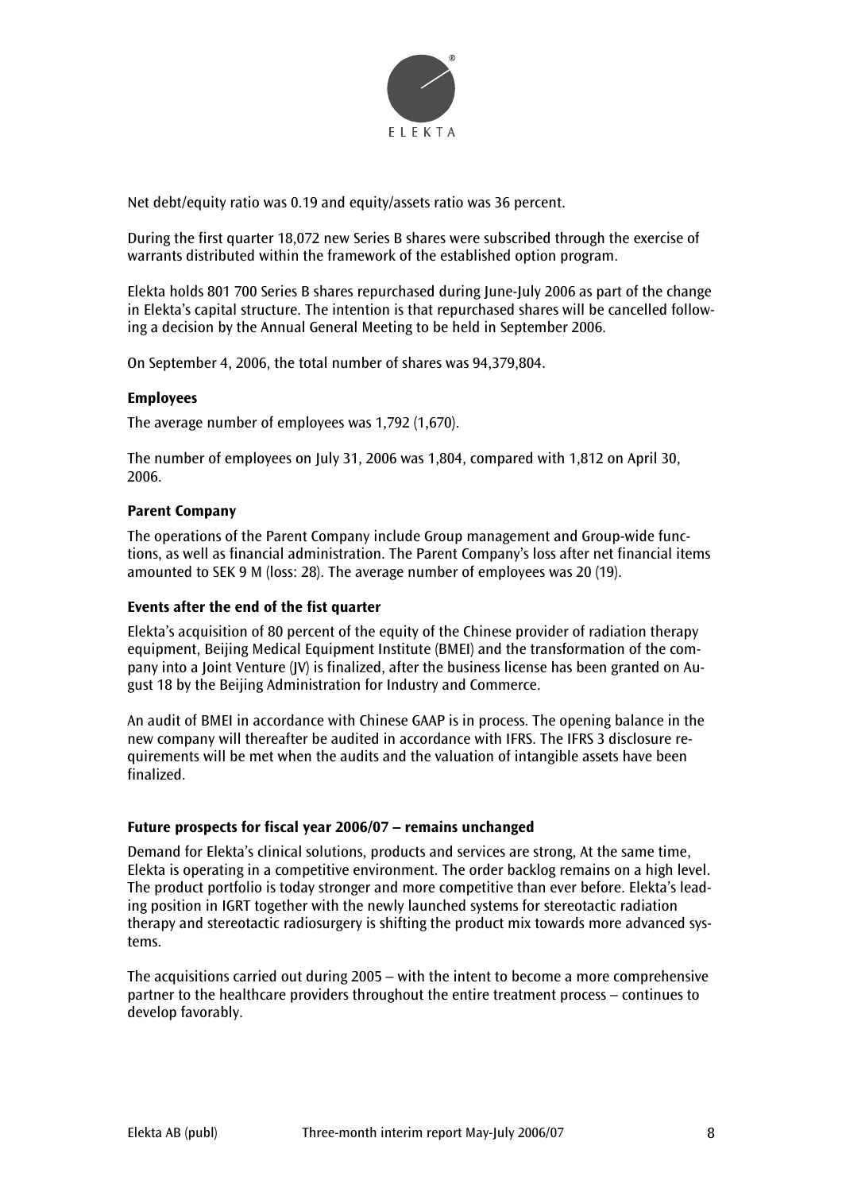Net debt/equity ratio was 0.19 and equity/assets ratio was 36 percent.

During the first quarter 18,072 new Series B shares were subscribed through the exercise of warrants distributed within the framework of the established option program.

Elekta holds 801 700 Series B shares repurchased during June-July 2006 as part of the change in Elekta's capital structure. The intention is that repurchased shares will be cancelled following a decision by the Annual General Meeting to be held in September 2006.

On September 4, 2006, the total number of shares was 94,379,804.

**Employees**

The average number of employees was 1,792 (1,670).

The number of employees on July 31, 2006 was 1,804, compared with 1,812 on April 30, 2006.

**Parent Company**

The operations of the Parent Company include Group management and Group-wide functions, as well as financial administration. The Parent Company's loss after net financial items amounted to SEK 9 M (loss: 28). The average number of employees was 20 (19).

**Events after the end of the fist quarter**

Elekta's acquisition of 80 percent of the equity of the Chinese provider of radiation therapy equipment, Beijing Medical Equipment Institute (BMEI) and the transformation of the company into a Joint Venture (JV) is finalized, after the business license has been granted on August 18 by the Beijing Administration for Industry and Commerce.

An audit of BMEI in accordance with Chinese GAAP is in process. The opening balance in the new company will thereafter be audited in accordance with IFRS. The IFRS 3 disclosure requirements will be met when the audits and the valuation of intangible assets have been finalized.

**Future prospects for fiscal year 2006/07 – remains unchanged**

Demand for Elekta's clinical solutions, products and services are strong, At the same time, Elekta is operating in a competitive environment. The order backlog remains on a high level. The product portfolio is today stronger and more competitive than ever before. Elekta's leading position in IGRT together with the newly launched systems for stereotactic radiation therapy and stereotactic radiosurgery is shifting the product mix towards more advanced systems.

The acquisitions carried out during 2005 – with the intent to become a more comprehensive partner to the healthcare providers throughout the entire treatment process – continues to develop favorably.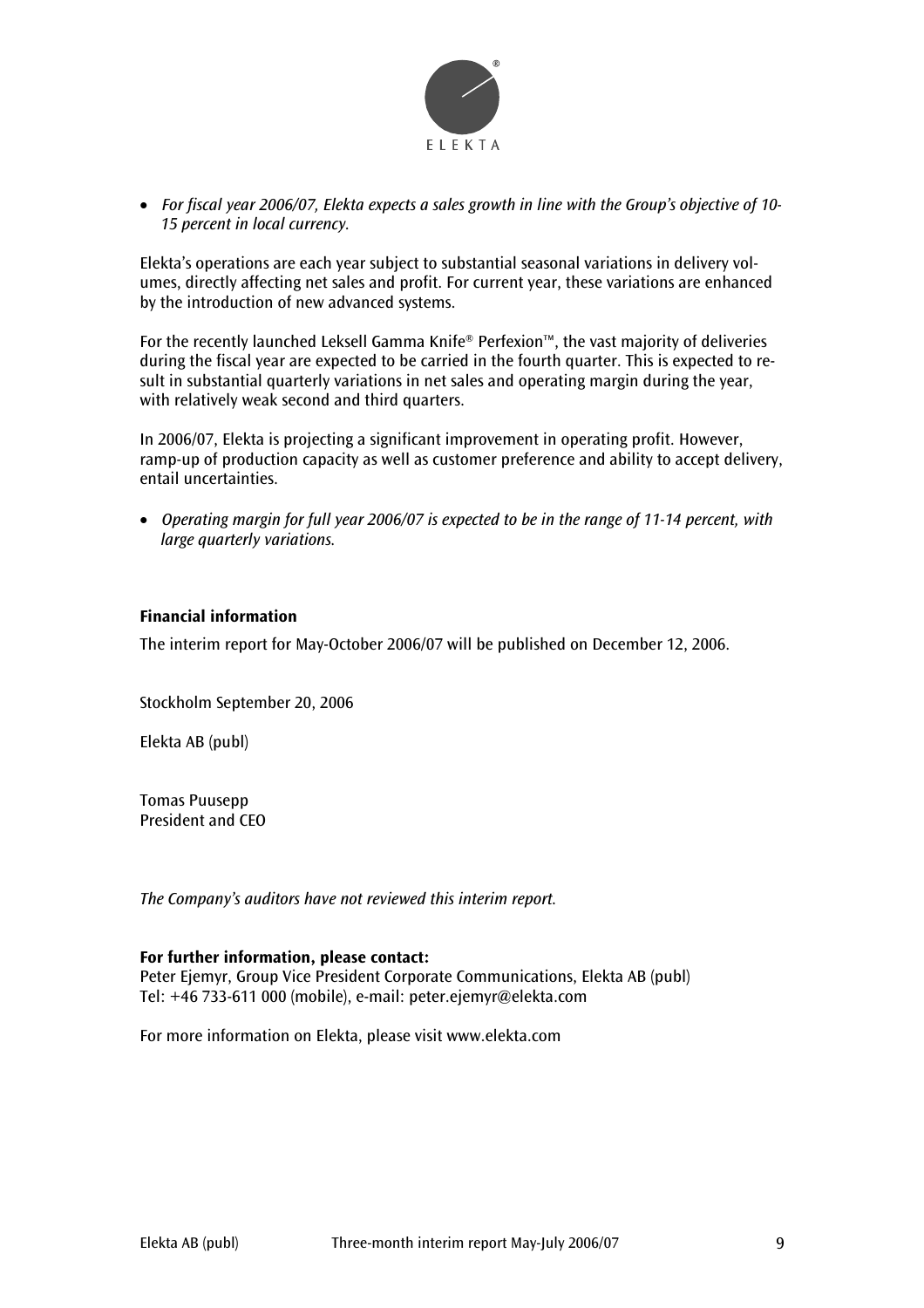- *For fiscal year 2006/07, Elekta expects a sales growth in line with the Group's objective of 10-15 percent in local currency.*

Elekta's operations are each year subject to substantial seasonal variations in delivery volumes, directly affecting net sales and profit. For current year, these variations are enhanced by the introduction of new advanced systems.

For the recently launched Leksell Gamma Knife® Perfexion™, the vast majority of deliveries during the fiscal year are expected to be carried in the fourth quarter. This is expected to result in substantial quarterly variations in net sales and operating margin during the year, with relatively weak second and third quarters.

In 2006/07, Elekta is projecting a significant improvement in operating profit. However, ramp-up of production capacity as well as customer preference and ability to accept delivery, entail uncertainties.

- *Operating margin for full year 2006/07 is expected to be in the range of 11-14 percent, with large quarterly variations.*

**Financial information**

The interim report for May-October 2006/07 will be published on December 12, 2006.

Stockholm September 20, 2006

Elekta AB (publ)

Tomas Puusepp
President and CEO

*The Company's auditors have not reviewed this interim report.*

**For further information, please contact:**
Peter Ejemyr, Group Vice President Corporate Communications, Elekta AB (publ)
Tel: +46 733-611 000 (mobile), e-mail: peter.ejemyr@elekta.com

For more information on Elekta, please visit www.elekta.com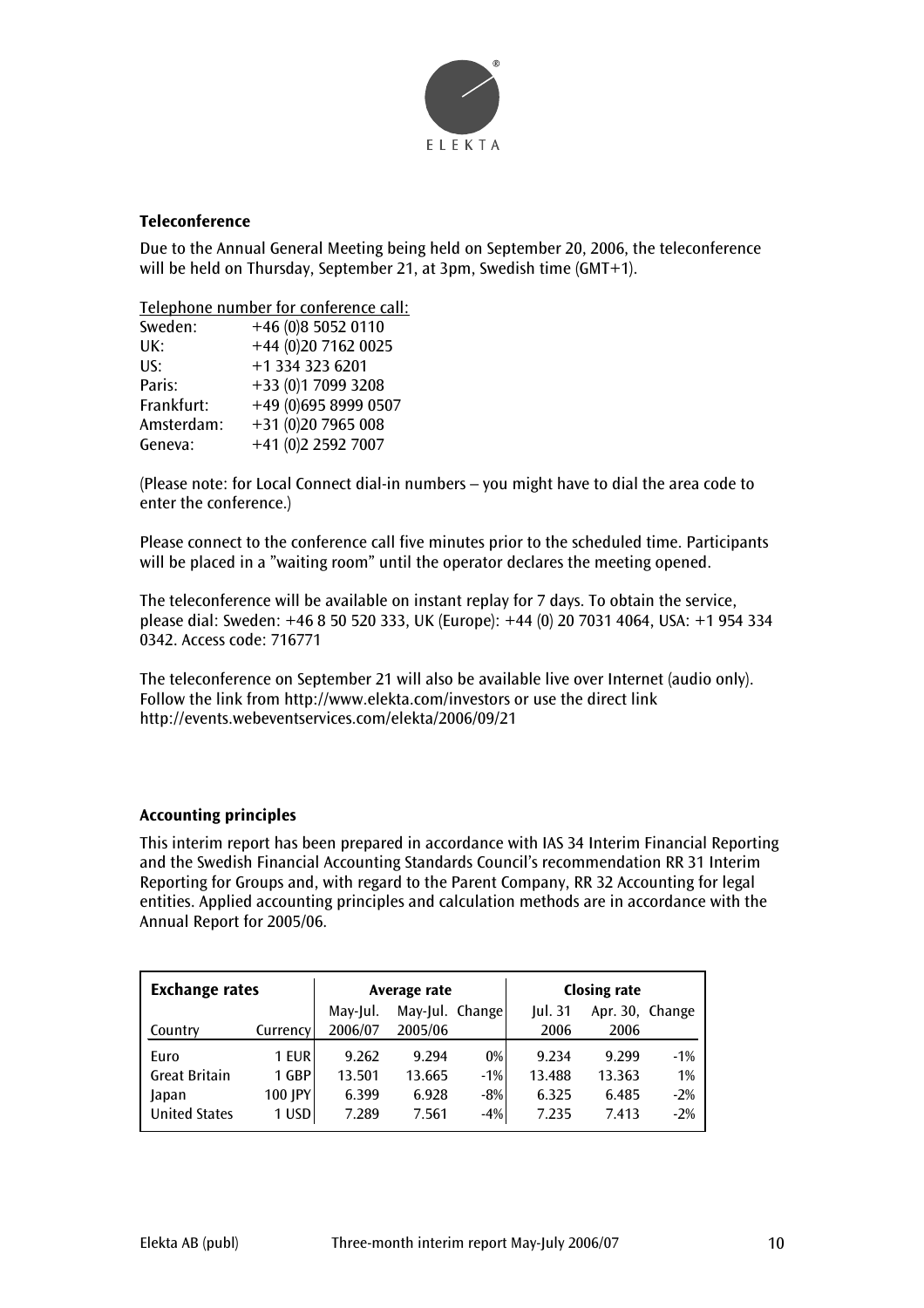ELEKTA

### Teleconference

Due to the Annual General Meeting being held on September 20, 2006, the teleconference will be held on Thursday, September 21, at 3pm, Swedish time (GMT+1).

Telephone number for conference call:

| | |
|---|---|
| Sweden: | +46 (0)8 5052 0110 |
| UK: | +44 (0)20 7162 0025 |
| US: | +1 334 323 6201 |
| Paris: | +33 (0)1 7099 3208 |
| Frankfurt: | +49 (0)695 8999 0507 |
| Amsterdam: | +31 (0)20 7965 008 |
| Geneva: | +41 (0)2 2592 7007 |

(Please note: for Local Connect dial-in numbers – you might have to dial the area code to enter the conference.)

Please connect to the conference call five minutes prior to the scheduled time. Participants will be placed in a "waiting room" until the operator declares the meeting opened.

The teleconference will be available on instant replay for 7 days. To obtain the service, please dial: Sweden: +46 8 50 520 333, UK (Europe): +44 (0) 20 7031 4064, USA: +1 954 334 0342. Access code: 716771

The teleconference on September 21 will also be available live over Internet (audio only). Follow the link from http://www.elekta.com/investors or use the direct link http://events.webeventservices.com/elekta/2006/09/21

### Accounting principles

This interim report has been prepared in accordance with IAS 34 Interim Financial Reporting and the Swedish Financial Accounting Standards Council's recommendation RR 31 Interim Reporting for Groups and, with regard to the Parent Company, RR 32 Accounting for legal entities. Applied accounting principles and calculation methods are in accordance with the Annual Report for 2005/06.

| **Exchange rates** | | **Average rate** | | | **Closing rate** | | |
|---|---|---|---|---|---|---|---|
| Country | Currency | May-Jul. 2006/07 | May-Jul. 2005/06 | Change | Jul. 31 2006 | Apr. 30, 2006 | Change |
| Euro | 1 EUR | 9.262 | 9.294 | 0% | 9.234 | 9.299 | -1% |
| Great Britain | 1 GBP | 13.501 | 13.665 | -1% | 13.488 | 13.363 | 1% |
| Japan | 100 JPY | 6.399 | 6.928 | -8% | 6.325 | 6.485 | -2% |
| United States | 1 USD | 7.289 | 7.561 | -4% | 7.235 | 7.413 | -2% |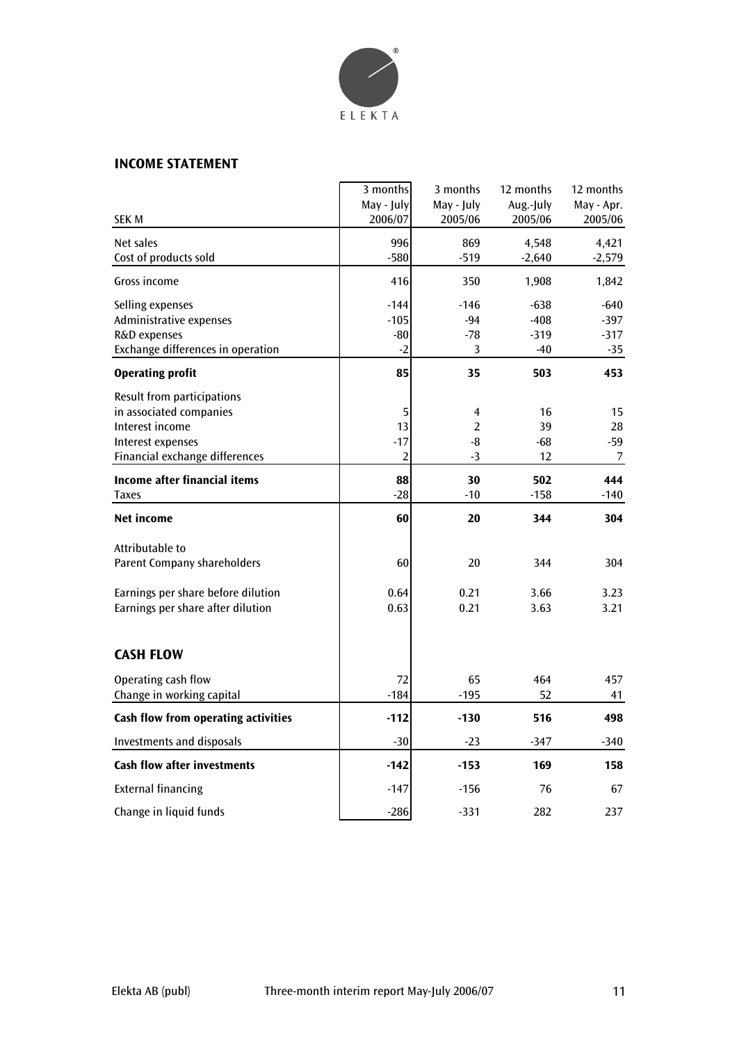ELEKTA

## INCOME STATEMENT

| SEK M | 3 months May - July 2006/07 | 3 months May - July 2005/06 | 12 months Aug.-July 2005/06 | 12 months May - Apr. 2005/06 |
|---|---|---|---|---|
| Net sales | 996 | 869 | 4,548 | 4,421 |
| Cost of products sold | -580 | -519 | -2,640 | -2,579 |
| Gross income | 416 | 350 | 1,908 | 1,842 |
| Selling expenses | -144 | -146 | -638 | -640 |
| Administrative expenses | -105 | -94 | -408 | -397 |
| R&D expenses | -80 | -78 | -319 | -317 |
| Exchange differences in operation | -2 | 3 | -40 | -35 |
| **Operating profit** | **85** | **35** | **503** | **453** |
| Result from participations in associated companies | 5 | 4 | 16 | 15 |
| Interest income | 13 | 2 | 39 | 28 |
| Interest expenses | -17 | -8 | -68 | -59 |
| Financial exchange differences | 2 | -3 | 12 | 7 |
| **Income after financial items** | **88** | **30** | **502** | **444** |
| Taxes | -28 | -10 | -158 | -140 |
| **Net income** | **60** | **20** | **344** | **304** |
| Attributable to Parent Company shareholders | 60 | 20 | 344 | 304 |
| Earnings per share before dilution | 0.64 | 0.21 | 3.66 | 3.23 |
| Earnings per share after dilution | 0.63 | 0.21 | 3.63 | 3.21 |

## CASH FLOW

| SEK M | 3 months May - July 2006/07 | 3 months May - July 2005/06 | 12 months Aug.-July 2005/06 | 12 months May - Apr. 2005/06 |
|---|---|---|---|---|
| Operating cash flow | 72 | 65 | 464 | 457 |
| Change in working capital | -184 | -195 | 52 | 41 |
| **Cash flow from operating activities** | **-112** | **-130** | **516** | **498** |
| Investments and disposals | -30 | -23 | -347 | -340 |
| **Cash flow after investments** | **-142** | **-153** | **169** | **158** |
| External financing | -147 | -156 | 76 | 67 |
| Change in liquid funds | -286 | -331 | 282 | 237 |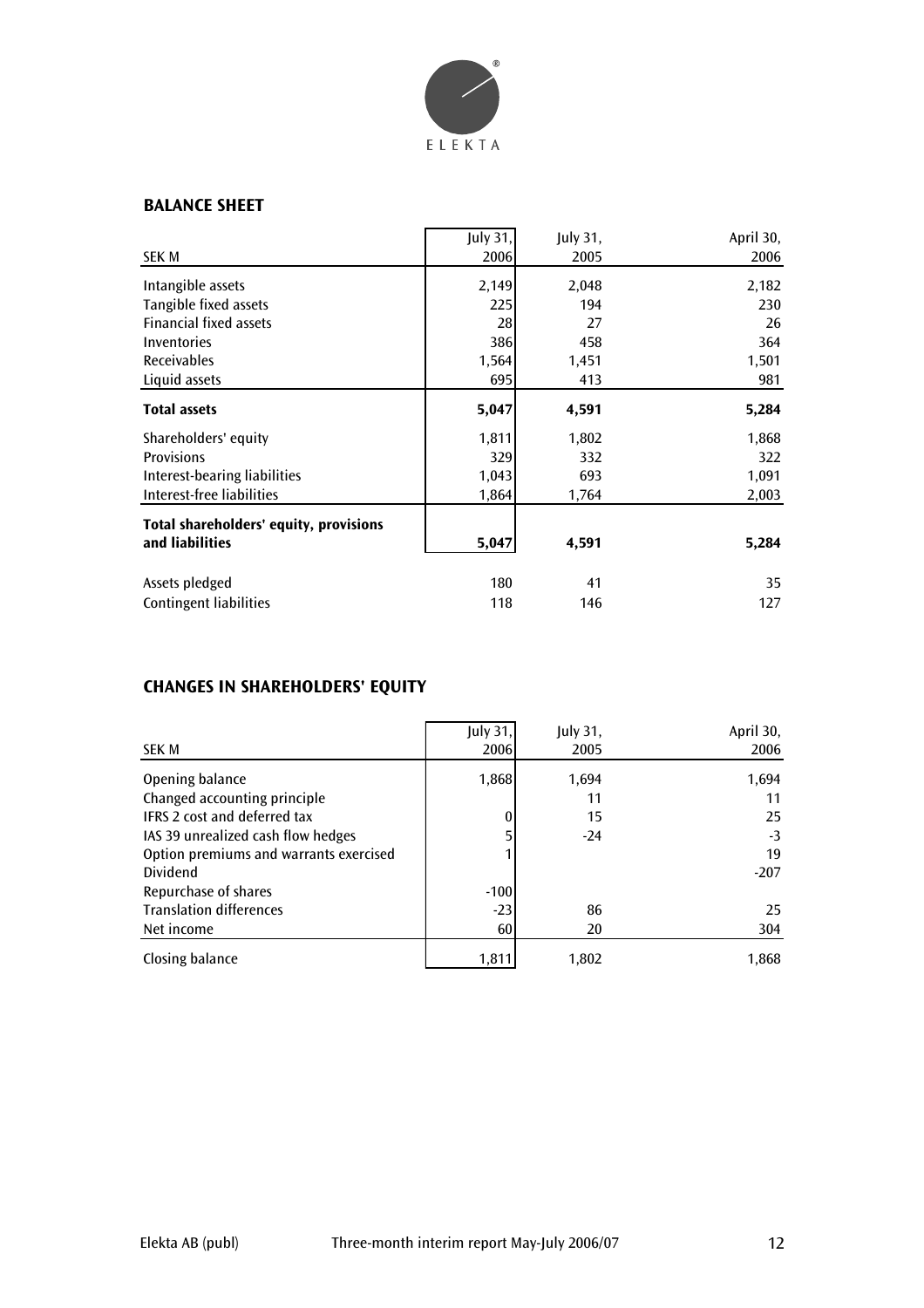## BALANCE SHEET

| SEK M | July 31, 2006 | July 31, 2005 | April 30, 2006 |
|---|---|---|---|
| Intangible assets | 2,149 | 2,048 | 2,182 |
| Tangible fixed assets | 225 | 194 | 230 |
| Financial fixed assets | 28 | 27 | 26 |
| Inventories | 386 | 458 | 364 |
| Receivables | 1,564 | 1,451 | 1,501 |
| Liquid assets | 695 | 413 | 981 |
| **Total assets** | **5,047** | **4,591** | **5,284** |
| Shareholders' equity | 1,811 | 1,802 | 1,868 |
| Provisions | 329 | 332 | 322 |
| Interest-bearing liabilities | 1,043 | 693 | 1,091 |
| Interest-free liabilities | 1,864 | 1,764 | 2,003 |
| **Total shareholders' equity, provisions and liabilities** | **5,047** | **4,591** | **5,284** |
| Assets pledged | 180 | 41 | 35 |
| Contingent liabilities | 118 | 146 | 127 |

## CHANGES IN SHAREHOLDERS' EQUITY

| SEK M | July 31, 2006 | July 31, 2005 | April 30, 2006 |
|---|---|---|---|
| Opening balance | 1,868 | 1,694 | 1,694 |
| Changed accounting principle | | 11 | 11 |
| IFRS 2 cost and deferred tax | 0 | 15 | 25 |
| IAS 39 unrealized cash flow hedges | 5 | -24 | -3 |
| Option premiums and warrants exercised | 1 | | 19 |
| Dividend | | | -207 |
| Repurchase of shares | -100 | | |
| Translation differences | -23 | 86 | 25 |
| Net income | 60 | 20 | 304 |
| Closing balance | 1,811 | 1,802 | 1,868 |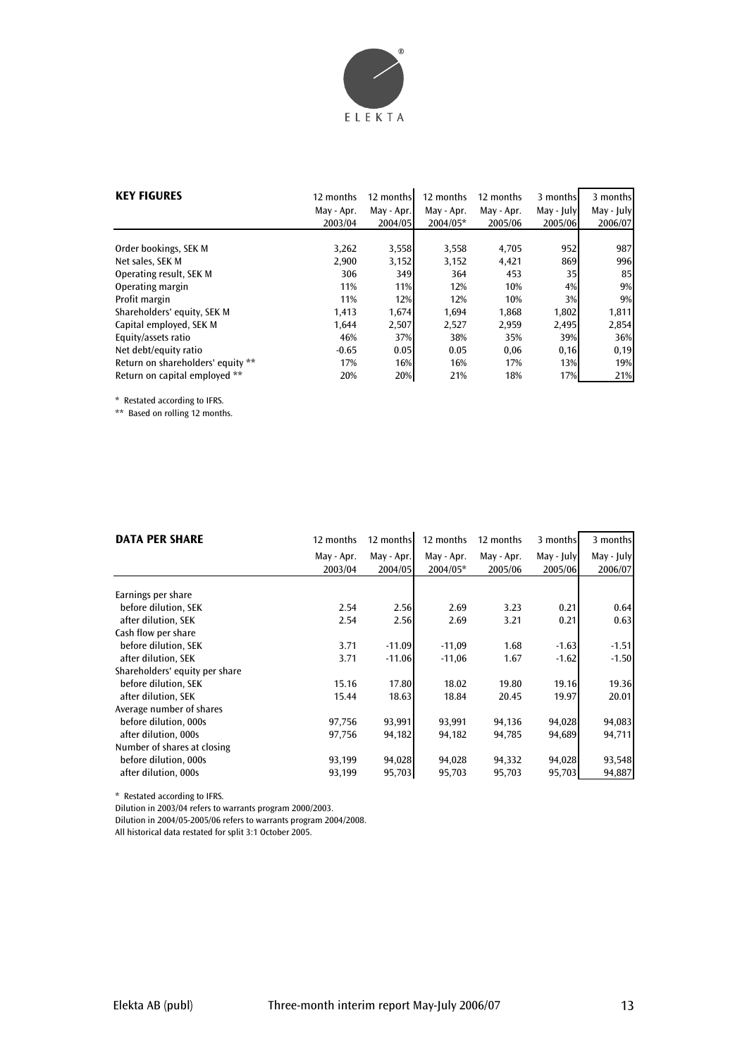ELEKTA

| KEY FIGURES | 12 months May - Apr. 2003/04 | 12 months May - Apr. 2004/05 | 12 months May - Apr. 2004/05* | 12 months May - Apr. 2005/06 | 3 months May - July 2005/06 | 3 months May - July 2006/07 |
|---|---|---|---|---|---|---|
| Order bookings, SEK M | 3,262 | 3,558 | 3,558 | 4,705 | 952 | 987 |
| Net sales, SEK M | 2,900 | 3,152 | 3,152 | 4,421 | 869 | 996 |
| Operating result, SEK M | 306 | 349 | 364 | 453 | 35 | 85 |
| Operating margin | 11% | 11% | 12% | 10% | 4% | 9% |
| Profit margin | 11% | 12% | 12% | 10% | 3% | 9% |
| Shareholders' equity, SEK M | 1,413 | 1,674 | 1,694 | 1,868 | 1,802 | 1,811 |
| Capital employed, SEK M | 1,644 | 2,507 | 2,527 | 2,959 | 2,495 | 2,854 |
| Equity/assets ratio | 46% | 37% | 38% | 35% | 39% | 36% |
| Net debt/equity ratio | -0.65 | 0.05 | 0.05 | 0,06 | 0,16 | 0,19 |
| Return on shareholders' equity ** | 17% | 16% | 16% | 17% | 13% | 19% |
| Return on capital employed ** | 20% | 20% | 21% | 18% | 17% | 21% |

\* Restated according to IFRS.
** Based on rolling 12 months.

| DATA PER SHARE | 12 months May - Apr. 2003/04 | 12 months May - Apr. 2004/05 | 12 months May - Apr. 2004/05* | 12 months May - Apr. 2005/06 | 3 months May - July 2005/06 | 3 months May - July 2006/07 |
|---|---|---|---|---|---|---|
| Earnings per share | | | | | | |
| before dilution, SEK | 2.54 | 2.56 | 2.69 | 3.23 | 0.21 | 0.64 |
| after dilution, SEK | 2.54 | 2.56 | 2.69 | 3.21 | 0.21 | 0.63 |
| Cash flow per share | | | | | | |
| before dilution, SEK | 3.71 | -11.09 | -11,09 | 1.68 | -1.63 | -1.51 |
| after dilution, SEK | 3.71 | -11.06 | -11,06 | 1.67 | -1.62 | -1.50 |
| Shareholders' equity per share | | | | | | |
| before dilution, SEK | 15.16 | 17.80 | 18.02 | 19.80 | 19.16 | 19.36 |
| after dilution, SEK | 15.44 | 18.63 | 18.84 | 20.45 | 19.97 | 20.01 |
| Average number of shares | | | | | | |
| before dilution, 000s | 97,756 | 93,991 | 93,991 | 94,136 | 94,028 | 94,083 |
| after dilution, 000s | 97,756 | 94,182 | 94,182 | 94,785 | 94,689 | 94,711 |
| Number of shares at closing | | | | | | |
| before dilution, 000s | 93,199 | 94,028 | 94,028 | 94,332 | 94,028 | 93,548 |
| after dilution, 000s | 93,199 | 95,703 | 95,703 | 95,703 | 95,703 | 94,887 |

\* Restated according to IFRS.
Dilution in 2003/04 refers to warrants program 2000/2003.
Dilution in 2004/05-2005/06 refers to warrants program 2004/2008.
All historical data restated for split 3:1 October 2005.